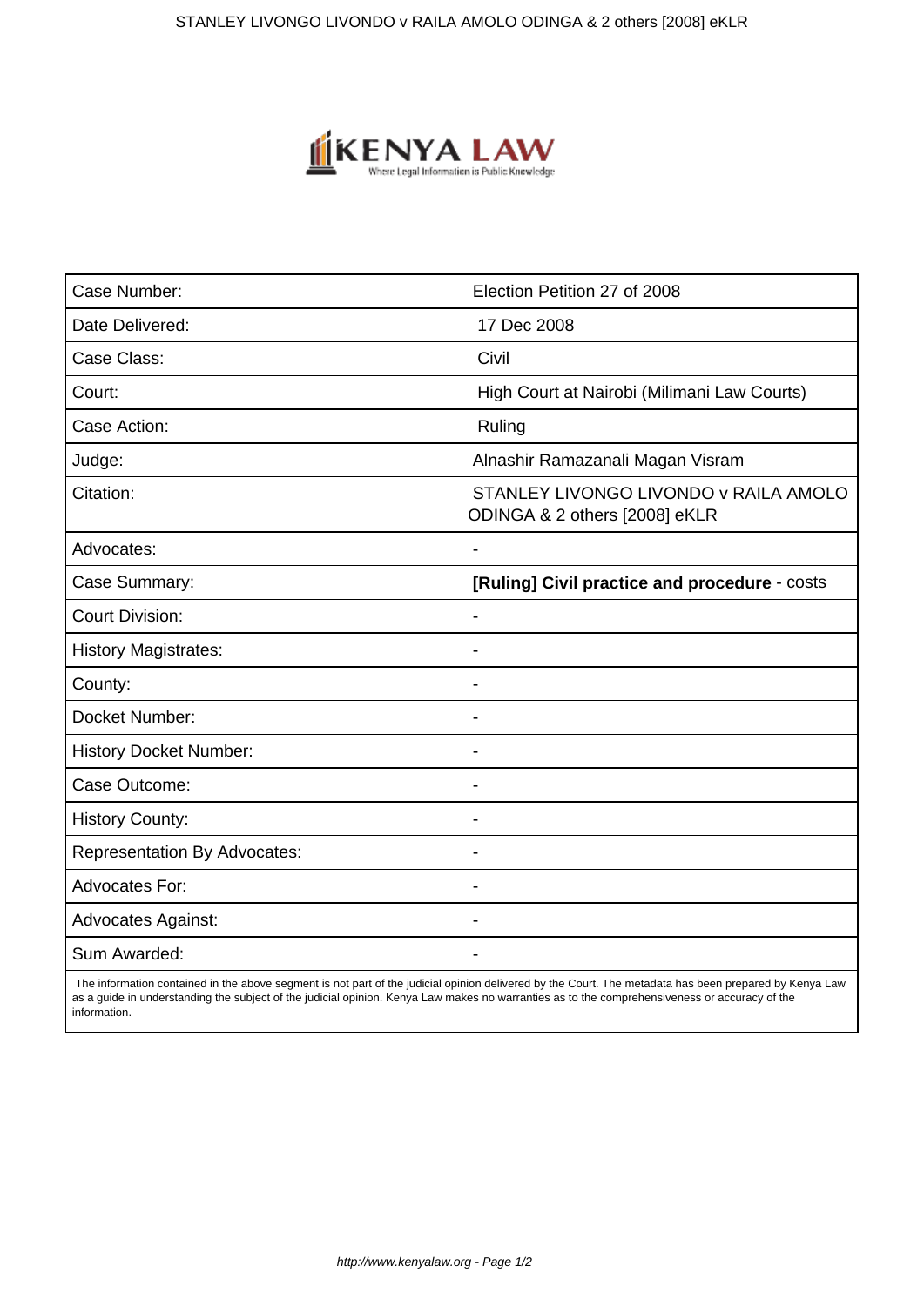| Case Number: | Election Petition 27 of 2008 |
| --- | --- |
| Date Delivered: | 17 Dec 2008 |
| Case Class: | Civil |
| Court: | High Court at Nairobi (Milimani Law Courts) |
| Case Action: | Ruling |
| Judge: | Alnashir Ramazanali Magan Visram |
| Citation: | STANLEY LIVONGO LIVONDO v RAILA AMOLO ODINGA & 2 others [2008] eKLR |
| Advocates: | - |
| Case Summary: | **[Ruling] Civil practice and procedure** - costs |
| Court Division: | - |
| History Magistrates: | - |
| County: | - |
| Docket Number: | - |
| History Docket Number: | - |
| Case Outcome: | - |
| History County: | - |
| Representation By Advocates: | - |
| Advocates For: | - |
| Advocates Against: | - |
| Sum Awarded: | - |

The information contained in the above segment is not part of the judicial opinion delivered by the Court. The metadata has been prepared by Kenya Law as a guide in understanding the subject of the judicial opinion. Kenya Law makes no warranties as to the comprehensiveness or accuracy of the information.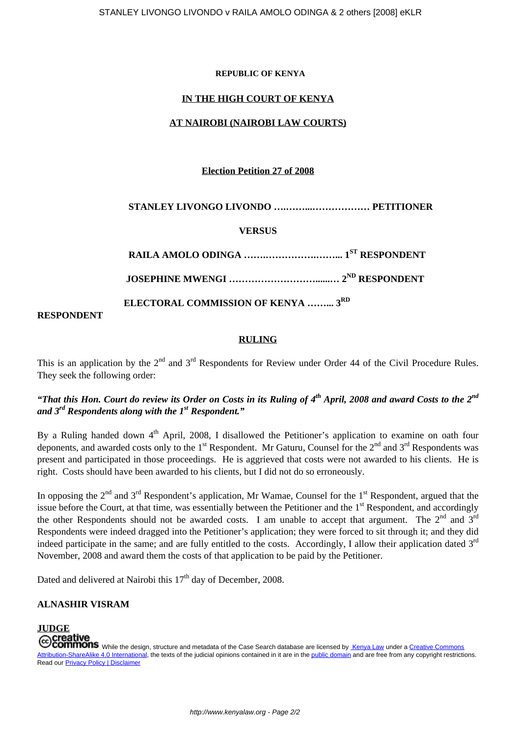**REPUBLIC OF KENYA**

**IN THE HIGH COURT OF KENYA**

**AT NAIROBI (NAIROBI LAW COURTS)**

**Election Petition 27 of 2008**

**STANLEY LIVONGO LIVONDO …….…...……………… PETITIONER**

**VERSUS**

**RAILA AMOLO ODINGA …….…………….……... 1ST RESPONDENT**

**JOSEPHINE MWENGI …………………….......… 2ND RESPONDENT**

**ELECTORAL COMMISSION OF KENYA ……... 3RD RESPONDENT**

**RULING**

This is an application by the 2nd and 3rd Respondents for Review under Order 44 of the Civil Procedure Rules. They seek the following order:

***"That this Hon. Court do review its Order on Costs in its Ruling of 4th April, 2008 and award Costs to the 2nd and 3rd Respondents along with the 1st Respondent."***

By a Ruling handed down 4th April, 2008, I disallowed the Petitioner's application to examine on oath four deponents, and awarded costs only to the 1st Respondent. Mr Gaturu, Counsel for the 2nd and 3rd Respondents was present and participated in those proceedings. He is aggrieved that costs were not awarded to his clients. He is right. Costs should have been awarded to his clients, but I did not do so erroneously.

In opposing the 2nd and 3rd Respondent's application, Mr Wamae, Counsel for the 1st Respondent, argued that the issue before the Court, at that time, was essentially between the Petitioner and the 1st Respondent, and accordingly the other Respondents should not be awarded costs. I am unable to accept that argument. The 2nd and 3rd Respondents were indeed dragged into the Petitioner's application; they were forced to sit through it; and they did indeed participate in the same; and are fully entitled to the costs. Accordingly, I allow their application dated 3rd November, 2008 and award them the costs of that application to be paid by the Petitioner.

Dated and delivered at Nairobi this 17th day of December, 2008.

**ALNASHIR VISRAM**

**JUDGE**

While the design, structure and metadata of the Case Search database are licensed by Kenya Law under a Creative Commons Attribution-ShareAlike 4.0 International, the texts of the judicial opinions contained in it are in the public domain and are free from any copyright restrictions. Read our Privacy Policy | Disclaimer